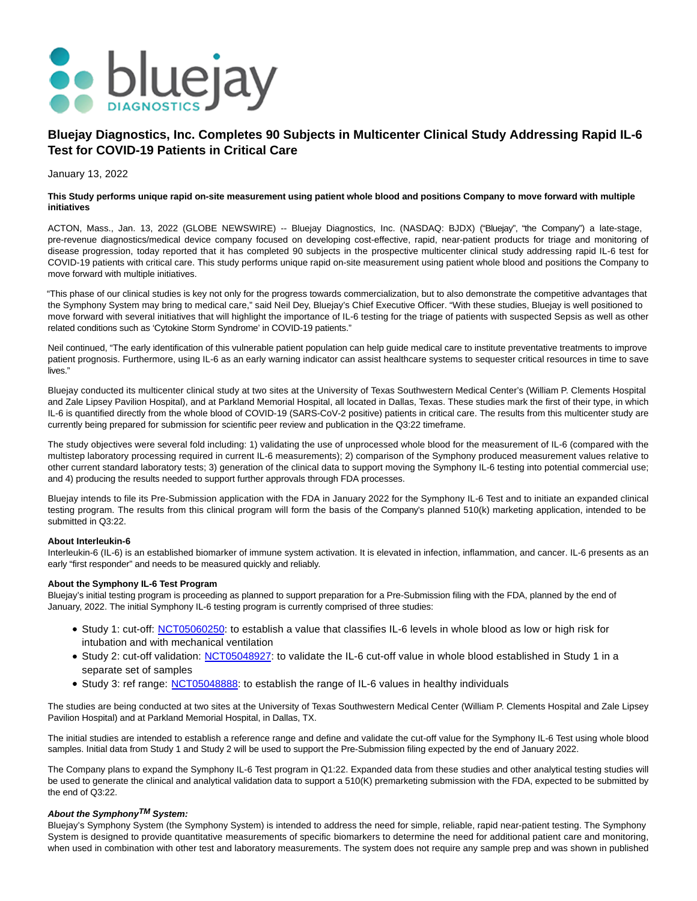# Bluejay Diagnostics, Inc. Completes 90 Subjects in Multicenter Clinical Study Addressing Rapid IL-6 Test for COVID-19 Patients in Critical Care

January 13, 2022

**This Study performs unique rapid on-site measurement using patient whole blood and positions Company to move forward with multiple initiatives**

ACTON, Mass., Jan. 13, 2022 (GLOBE NEWSWIRE) -- Bluejay Diagnostics, Inc. (NASDAQ: BJDX) ("Bluejay", "the Company") a late-stage, pre-revenue diagnostics/medical device company focused on developing cost-effective, rapid, near-patient products for triage and monitoring of disease progression, today reported that it has completed 90 subjects in the prospective multicenter clinical study addressing rapid IL-6 test for COVID-19 patients with critical care. This study performs unique rapid on-site measurement using patient whole blood and positions the Company to move forward with multiple initiatives.

"This phase of our clinical studies is key not only for the progress towards commercialization, but to also demonstrate the competitive advantages that the Symphony System may bring to medical care," said Neil Dey, Bluejay's Chief Executive Officer. "With these studies, Bluejay is well positioned to move forward with several initiatives that will highlight the importance of IL-6 testing for the triage of patients with suspected Sepsis as well as other related conditions such as 'Cytokine Storm Syndrome' in COVID-19 patients."

Neil continued, "The early identification of this vulnerable patient population can help guide medical care to institute preventative treatments to improve patient prognosis. Furthermore, using IL-6 as an early warning indicator can assist healthcare systems to sequester critical resources in time to save lives."

Bluejay conducted its multicenter clinical study at two sites at the University of Texas Southwestern Medical Center's (William P. Clements Hospital and Zale Lipsey Pavilion Hospital), and at Parkland Memorial Hospital, all located in Dallas, Texas. These studies mark the first of their type, in which IL-6 is quantified directly from the whole blood of COVID-19 (SARS-CoV-2 positive) patients in critical care. The results from this multicenter study are currently being prepared for submission for scientific peer review and publication in the Q3:22 timeframe.

The study objectives were several fold including: 1) validating the use of unprocessed whole blood for the measurement of IL-6 (compared with the multistep laboratory processing required in current IL-6 measurements); 2) comparison of the Symphony produced measurement values relative to other current standard laboratory tests; 3) generation of the clinical data to support moving the Symphony IL-6 testing into potential commercial use; and 4) producing the results needed to support further approvals through FDA processes.

Bluejay intends to file its Pre-Submission application with the FDA in January 2022 for the Symphony IL-6 Test and to initiate an expanded clinical testing program. The results from this clinical program will form the basis of the Company's planned 510(k) marketing application, intended to be submitted in Q3:22.

**About Interleukin-6**

Interleukin-6 (IL-6) is an established biomarker of immune system activation. It is elevated in infection, inflammation, and cancer. IL-6 presents as an early "first responder" and needs to be measured quickly and reliably.

**About the Symphony IL-6 Test Program**

Bluejay's initial testing program is proceeding as planned to support preparation for a Pre-Submission filing with the FDA, planned by the end of January, 2022. The initial Symphony IL-6 testing program is currently comprised of three studies:

- Study 1: cut-off: NCT05060250: to establish a value that classifies IL-6 levels in whole blood as low or high risk for intubation and with mechanical ventilation
- Study 2: cut-off validation: NCT05048927: to validate the IL-6 cut-off value in whole blood established in Study 1 in a separate set of samples
- Study 3: ref range: NCT05048888: to establish the range of IL-6 values in healthy individuals

The studies are being conducted at two sites at the University of Texas Southwestern Medical Center (William P. Clements Hospital and Zale Lipsey Pavilion Hospital) and at Parkland Memorial Hospital, in Dallas, TX.

The initial studies are intended to establish a reference range and define and validate the cut-off value for the Symphony IL-6 Test using whole blood samples. Initial data from Study 1 and Study 2 will be used to support the Pre-Submission filing expected by the end of January 2022.

The Company plans to expand the Symphony IL-6 Test program in Q1:22. Expanded data from these studies and other analytical testing studies will be used to generate the clinical and analytical validation data to support a 510(K) premarketing submission with the FDA, expected to be submitted by the end of Q3:22.

***About the Symphony™ System:***

Bluejay's Symphony System (the Symphony System) is intended to address the need for simple, reliable, rapid near-patient testing. The Symphony System is designed to provide quantitative measurements of specific biomarkers to determine the need for additional patient care and monitoring, when used in combination with other test and laboratory measurements. The system does not require any sample prep and was shown in published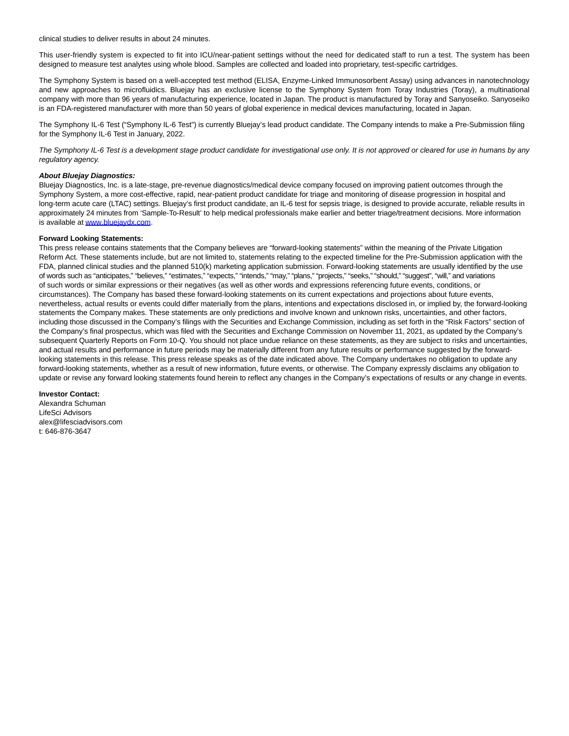clinical studies to deliver results in about 24 minutes.

This user-friendly system is expected to fit into ICU/near-patient settings without the need for dedicated staff to run a test. The system has been designed to measure test analytes using whole blood. Samples are collected and loaded into proprietary, test-specific cartridges.

The Symphony System is based on a well-accepted test method (ELISA, Enzyme-Linked Immunosorbent Assay) using advances in nanotechnology and new approaches to microfluidics. Bluejay has an exclusive license to the Symphony System from Toray Industries (Toray), a multinational company with more than 96 years of manufacturing experience, located in Japan. The product is manufactured by Toray and Sanyoseiko. Sanyoseiko is an FDA-registered manufacturer with more than 50 years of global experience in medical devices manufacturing, located in Japan.

The Symphony IL-6 Test (“Symphony IL-6 Test”) is currently Bluejay’s lead product candidate. The Company intends to make a Pre-Submission filing for the Symphony IL-6 Test in January, 2022.

*The Symphony IL-6 Test is a development stage product candidate for investigational use only. It is not approved or cleared for use in humans by any regulatory agency.*

***About Bluejay Diagnostics:***
Bluejay Diagnostics, Inc. is a late-stage, pre-revenue diagnostics/medical device company focused on improving patient outcomes through the Symphony System, a more cost-effective, rapid, near-patient product candidate for triage and monitoring of disease progression in hospital and long-term acute care (LTAC) settings. Bluejay’s first product candidate, an IL-6 test for sepsis triage, is designed to provide accurate, reliable results in approximately 24 minutes from ‘Sample-To-Result’ to help medical professionals make earlier and better triage/treatment decisions. More information is available at www.bluejaydx.com.

**Forward Looking Statements:**
This press release contains statements that the Company believes are “forward-looking statements” within the meaning of the Private Litigation Reform Act. These statements include, but are not limited to, statements relating to the expected timeline for the Pre-Submission application with the FDA, planned clinical studies and the planned 510(k) marketing application submission. Forward-looking statements are usually identified by the use of words such as “anticipates,” “believes,” “estimates,” “expects,” “intends,” “may,” “plans,” “projects,” “seeks,” “should,” “suggest”, “will,” and variations of such words or similar expressions or their negatives (as well as other words and expressions referencing future events, conditions, or circumstances). The Company has based these forward-looking statements on its current expectations and projections about future events, nevertheless, actual results or events could differ materially from the plans, intentions and expectations disclosed in, or implied by, the forward-looking statements the Company makes. These statements are only predictions and involve known and unknown risks, uncertainties, and other factors, including those discussed in the Company’s filings with the Securities and Exchange Commission, including as set forth in the “Risk Factors” section of the Company’s final prospectus, which was filed with the Securities and Exchange Commission on November 11, 2021, as updated by the Company’s subsequent Quarterly Reports on Form 10-Q. You should not place undue reliance on these statements, as they are subject to risks and uncertainties, and actual results and performance in future periods may be materially different from any future results or performance suggested by the forward-looking statements in this release. This press release speaks as of the date indicated above. The Company undertakes no obligation to update any forward-looking statements, whether as a result of new information, future events, or otherwise. The Company expressly disclaims any obligation to update or revise any forward looking statements found herein to reflect any changes in the Company’s expectations of results or any change in events.

**Investor Contact:**
Alexandra Schuman
LifeSci Advisors
alex@lifesciadvisors.com
t: 646-876-3647